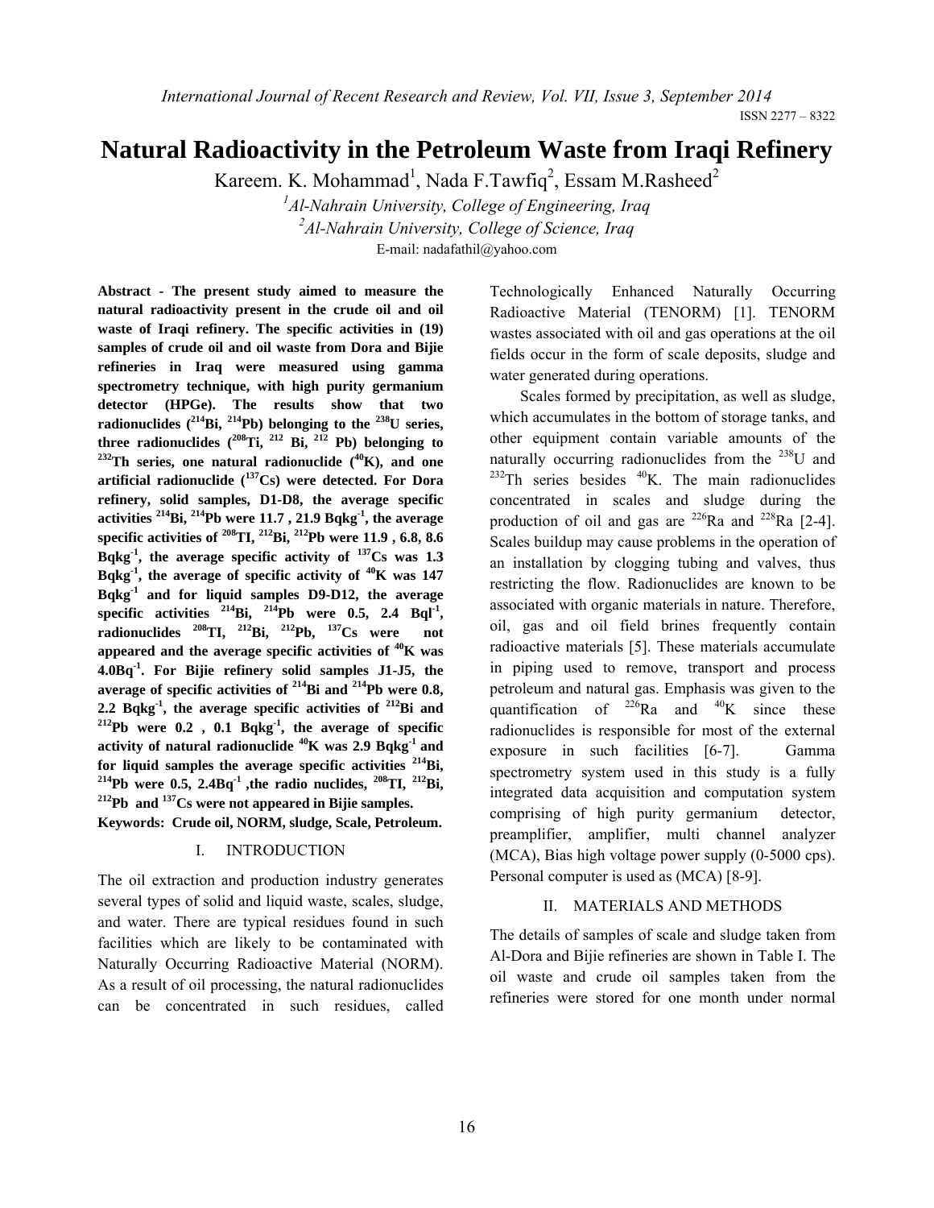# Natural Radioactivity in the Petroleum Waste from Iraqi Refinery

Kareem. K. Mohammad[1], Nada F.Tawfiq[2], Essam M.Rasheed[2]

[1]*Al-Nahrain University, College of Engineering, Iraq*

[2]*Al-Nahrain University, College of Science, Iraq*

E-mail: nadafathil@yahoo.com

**Abstract - The present study aimed to measure the natural radioactivity present in the crude oil and oil waste of Iraqi refinery. The specific activities in (19) samples of crude oil and oil waste from Dora and Bijie refineries in Iraq were measured using gamma spectrometry technique, with high purity germanium detector (HPGe). The results show that two radionuclides ($^{214}$Bi, $^{214}$Pb) belonging to the $^{238}$U series, three radionuclides ($^{208}$Ti, $^{212}$ Bi, $^{212}$ Pb) belonging to $^{232}$Th series, one natural radionuclide ($^{40}$K), and one artificial radionuclide ($^{137}$Cs) were detected. For Dora refinery, solid samples, D1-D8, the average specific activities $^{214}$Bi, $^{214}$Pb were 11.7 , 21.9 Bqkg$^{-1}$, the average specific activities of $^{208}$TI, $^{212}$Bi, $^{212}$Pb were 11.9 , 6.8, 8.6 Bqkg$^{-1}$, the average specific activity of $^{137}$Cs was 1.3 Bqkg$^{-1}$, the average of specific activity of $^{40}$K was 147 Bqkg$^{-1}$ and for liquid samples D9-D12, the average specific activities $^{214}$Bi, $^{214}$Pb were 0.5, 2.4 Bql$^{-1}$, radionuclides $^{208}$TI, $^{212}$Bi, $^{212}$Pb, $^{137}$Cs were not appeared and the average specific activities of $^{40}$K was 4.0Bq$^{-1}$. For Bijie refinery solid samples J1-J5, the average of specific activities of $^{214}$Bi and $^{214}$Pb were 0.8, 2.2 Bqkg$^{-1}$, the average specific activities of $^{212}$Bi and $^{212}$Pb were 0.2 , 0.1 Bqkg$^{-1}$, the average of specific activity of natural radionuclide $^{40}$K was 2.9 Bqkg$^{-1}$ and for liquid samples the average specific activities $^{214}$Bi, $^{214}$Pb were 0.5, 2.4Bq$^{-1}$ ,the radio nuclides, $^{208}$TI, $^{212}$Bi, $^{212}$Pb and $^{137}$Cs were not appeared in Bijie samples.**

**Keywords: Crude oil, NORM, sludge, Scale, Petroleum.**

## I. INTRODUCTION

The oil extraction and production industry generates several types of solid and liquid waste, scales, sludge, and water. There are typical residues found in such facilities which are likely to be contaminated with Naturally Occurring Radioactive Material (NORM). As a result of oil processing, the natural radionuclides can be concentrated in such residues, called Technologically Enhanced Naturally Occurring Radioactive Material (TENORM) [1]. TENORM wastes associated with oil and gas operations at the oil fields occur in the form of scale deposits, sludge and water generated during operations.

Scales formed by precipitation, as well as sludge, which accumulates in the bottom of storage tanks, and other equipment contain variable amounts of the naturally occurring radionuclides from the $^{238}$U and $^{232}$Th series besides $^{40}$K. The main radionuclides concentrated in scales and sludge during the production of oil and gas are $^{226}$Ra and $^{228}$Ra [2-4]. Scales buildup may cause problems in the operation of an installation by clogging tubing and valves, thus restricting the flow. Radionuclides are known to be associated with organic materials in nature. Therefore, oil, gas and oil field brines frequently contain radioactive materials [5]. These materials accumulate in piping used to remove, transport and process petroleum and natural gas. Emphasis was given to the quantification of $^{226}$Ra and $^{40}$K since these radionuclides is responsible for most of the external exposure in such facilities [6-7]. Gamma spectrometry system used in this study is a fully integrated data acquisition and computation system comprising of high purity germanium detector, preamplifier, amplifier, multi channel analyzer (MCA), Bias high voltage power supply (0-5000 cps). Personal computer is used as (MCA) [8-9].

## II. MATERIALS AND METHODS

The details of samples of scale and sludge taken from Al-Dora and Bijie refineries are shown in Table I. The oil waste and crude oil samples taken from the refineries were stored for one month under normal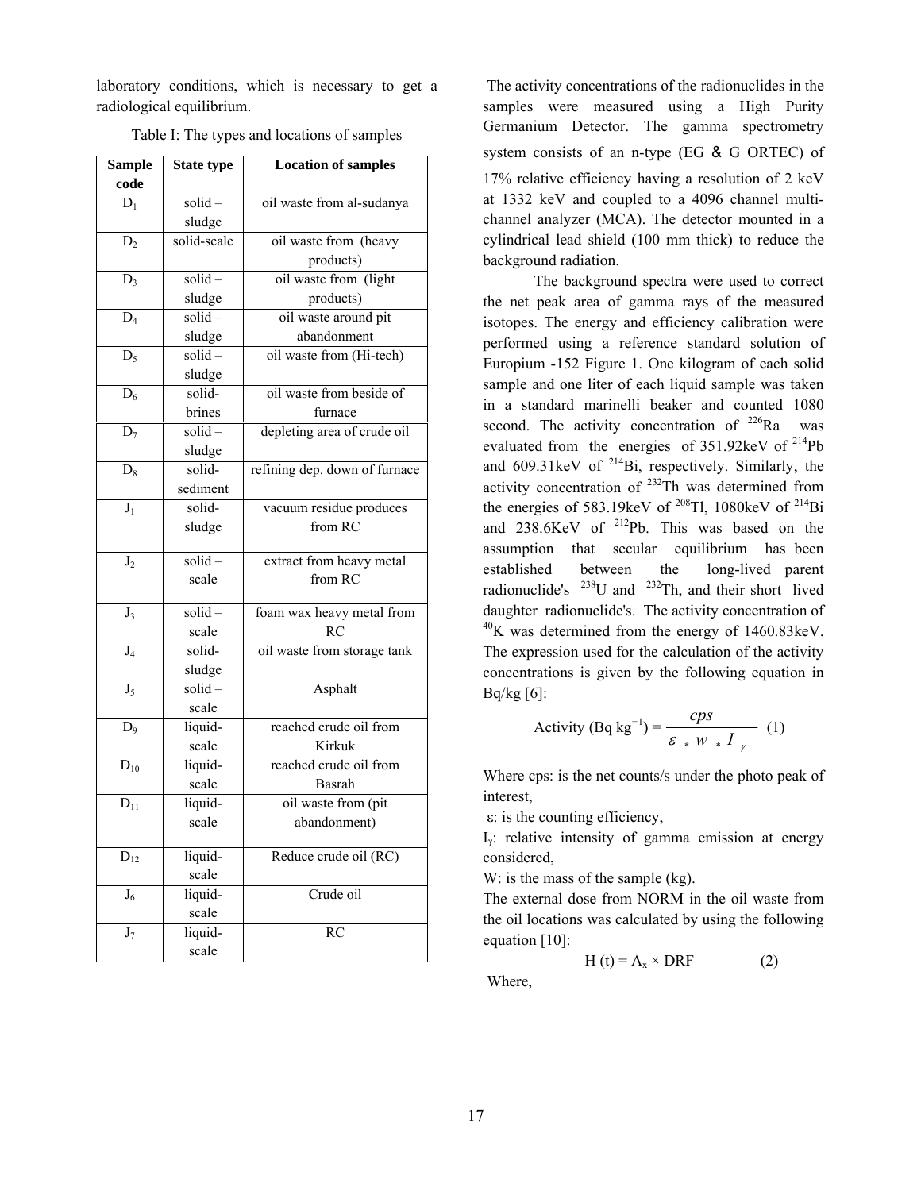laboratory conditions, which is necessary to get a radiological equilibrium.

Table I: The types and locations of samples

| Sample code | State type | Location of samples |
|---|---|---|
| $D_1$ | solid – sludge | oil waste from al-sudanya |
| $D_2$ | solid-scale | oil waste from (heavy products) |
| $D_3$ | solid – sludge | oil waste from (light products) |
| $D_4$ | solid – sludge | oil waste around pit abandonment |
| $D_5$ | solid – sludge | oil waste from (Hi-tech) |
| $D_6$ | solid-brines | oil waste from beside of furnace |
| $D_7$ | solid – sludge | depleting area of crude oil |
| $D_8$ | solid-sediment | refining dep. down of furnace |
| $J_1$ | solid-sludge | vacuum residue produces from RC |
| $J_2$ | solid – scale | extract from heavy metal from RC |
| $J_3$ | solid – scale | foam wax heavy metal from RC |
| $J_4$ | solid-sludge | oil waste from storage tank |
| $J_5$ | solid – scale | Asphalt |
| $D_9$ | liquid-scale | reached crude oil from Kirkuk |
| $D_{10}$ | liquid-scale | reached crude oil from Basrah |
| $D_{11}$ | liquid-scale | oil waste from (pit abandonment) |
| $D_{12}$ | liquid-scale | Reduce crude oil (RC) |
| $J_6$ | liquid-scale | Crude oil |
| $J_7$ | liquid-scale | RC |

The activity concentrations of the radionuclides in the samples were measured using a High Purity Germanium Detector. The gamma spectrometry system consists of an n-type (EG & G ORTEC) of 17% relative efficiency having a resolution of 2 keV at 1332 keV and coupled to a 4096 channel multi-channel analyzer (MCA). The detector mounted in a cylindrical lead shield (100 mm thick) to reduce the background radiation.

The background spectra were used to correct the net peak area of gamma rays of the measured isotopes. The energy and efficiency calibration were performed using a reference standard solution of Europium -152 Figure 1. One kilogram of each solid sample and one liter of each liquid sample was taken in a standard marinelli beaker and counted 1080 second. The activity concentration of $^{226}Ra$ was evaluated from the energies of 351.92keV of $^{214}Pb$ and 609.31keV of $^{214}Bi$, respectively. Similarly, the activity concentration of $^{232}Th$ was determined from the energies of 583.19keV of $^{208}Tl$, 1080keV of $^{214}Bi$ and 238.6KeV of $^{212}Pb$. This was based on the assumption that secular equilibrium has been established between the long-lived parent radionuclide's $^{238}U$ and $^{232}Th$, and their short lived daughter radionuclide's. The activity concentration of $^{40}K$ was determined from the energy of 1460.83keV. The expression used for the calculation of the activity concentrations is given by the following equation in Bq/kg [6]:

$$\text{Activity (Bq kg}^{-1}\text{)} = \frac{cps}{\varepsilon * w * I_{\gamma}} \quad (1)$$

Where cps: is the net counts/s under the photo peak of interest,

ε: is the counting efficiency,

$I_\gamma$: relative intensity of gamma emission at energy considered,

W: is the mass of the sample (kg).

The external dose from NORM in the oil waste from the oil locations was calculated by using the following equation [10]:

$$H(t) = A_x \times DRF \quad (2)$$

Where,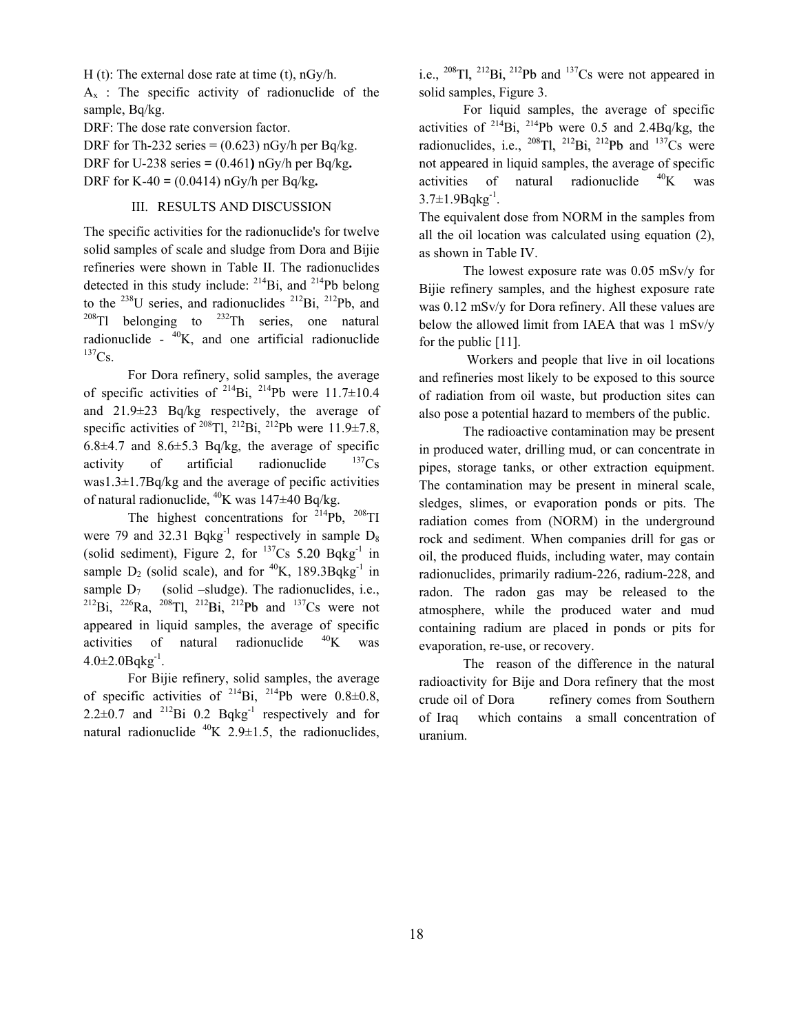H (t): The external dose rate at time (t), nGy/h.

$A_x$ : The specific activity of radionuclide of the sample, Bq/kg.

DRF: The dose rate conversion factor.

DRF for Th-232 series = (0.623) nGy/h per Bq/kg.

DRF for U-238 series = (0.461**)** nGy/h per Bq/kg**.**

DRF for K-40 = (0.0414) nGy/h per Bq/kg**.**

## III. RESULTS AND DISCUSSION

The specific activities for the radionuclide's for twelve solid samples of scale and sludge from Dora and Bijie refineries were shown in Table II. The radionuclides detected in this study include: $^{214}$Bi, and $^{214}$Pb belong to the $^{238}$U series, and radionuclides $^{212}$Bi, $^{212}$Pb, and $^{208}$Tl belonging to $^{232}$Th series, one natural radionuclide - $^{40}$K, and one artificial radionuclide $^{137}$Cs.

For Dora refinery, solid samples, the average of specific activities of $^{214}$Bi, $^{214}$Pb were 11.7±10.4 and 21.9±23 Bq/kg respectively, the average of specific activities of $^{208}$Tl, $^{212}$Bi, $^{212}$Pb were 11.9±7.8, 6.8±4.7 and 8.6±5.3 Bq/kg, the average of specific activity of artificial radionuclide $^{137}$Cs was1.3±1.7Bq/kg and the average of pecific activities of natural radionuclide, $^{40}$K was 147±40 Bq/kg.

The highest concentrations for $^{214}$Pb, $^{208}$TI were 79 and 32.31 Bqkg$^{-1}$ respectively in sample $D_8$ (solid sediment), Figure 2, for $^{137}$Cs 5.20 Bqkg$^{-1}$ in sample $D_2$ (solid scale), and for $^{40}$K, 189.3Bqkg$^{-1}$ in sample $D_7$ (solid –sludge). The radionuclides, i.e., $^{212}$Bi, $^{226}$Ra, $^{208}$Tl, $^{212}$Bi, $^{212}$Pb and $^{137}$Cs were not appeared in liquid samples, the average of specific activities of natural radionuclide $^{40}$K was 4.0±2.0Bqkg$^{-1}$.

For Bijie refinery, solid samples, the average of specific activities of $^{214}$Bi, $^{214}$Pb were 0.8±0.8, 2.2±0.7 and $^{212}$Bi 0.2 Bqkg$^{-1}$ respectively and for natural radionuclide $^{40}$K 2.9±1.5, the radionuclides, i.e., $^{208}$Tl, $^{212}$Bi, $^{212}$Pb and $^{137}$Cs were not appeared in solid samples, Figure 3.

For liquid samples, the average of specific activities of $^{214}$Bi, $^{214}$Pb were 0.5 and 2.4Bq/kg, the radionuclides, i.e., $^{208}$Tl, $^{212}$Bi, $^{212}$Pb and $^{137}$Cs were not appeared in liquid samples, the average of specific activities of natural radionuclide $^{40}$K was 3.7±1.9Bqkg$^{-1}$.

The equivalent dose from NORM in the samples from all the oil location was calculated using equation (2), as shown in Table IV.

The lowest exposure rate was 0.05 mSv/y for Bijie refinery samples, and the highest exposure rate was 0.12 mSv/y for Dora refinery. All these values are below the allowed limit from IAEA that was 1 mSv/y for the public [11].

Workers and people that live in oil locations and refineries most likely to be exposed to this source of radiation from oil waste, but production sites can also pose a potential hazard to members of the public.

The radioactive contamination may be present in produced water, drilling mud, or can concentrate in pipes, storage tanks, or other extraction equipment. The contamination may be present in mineral scale, sledges, slimes, or evaporation ponds or pits. The radiation comes from (NORM) in the underground rock and sediment. When companies drill for gas or oil, the produced fluids, including water, may contain radionuclides, primarily radium-226, radium-228, and radon. The radon gas may be released to the atmosphere, while the produced water and mud containing radium are placed in ponds or pits for evaporation, re-use, or recovery.

The reason of the difference in the natural radioactivity for Bije and Dora refinery that the most crude oil of Dora refinery comes from Southern of Iraq which contains a small concentration of uranium.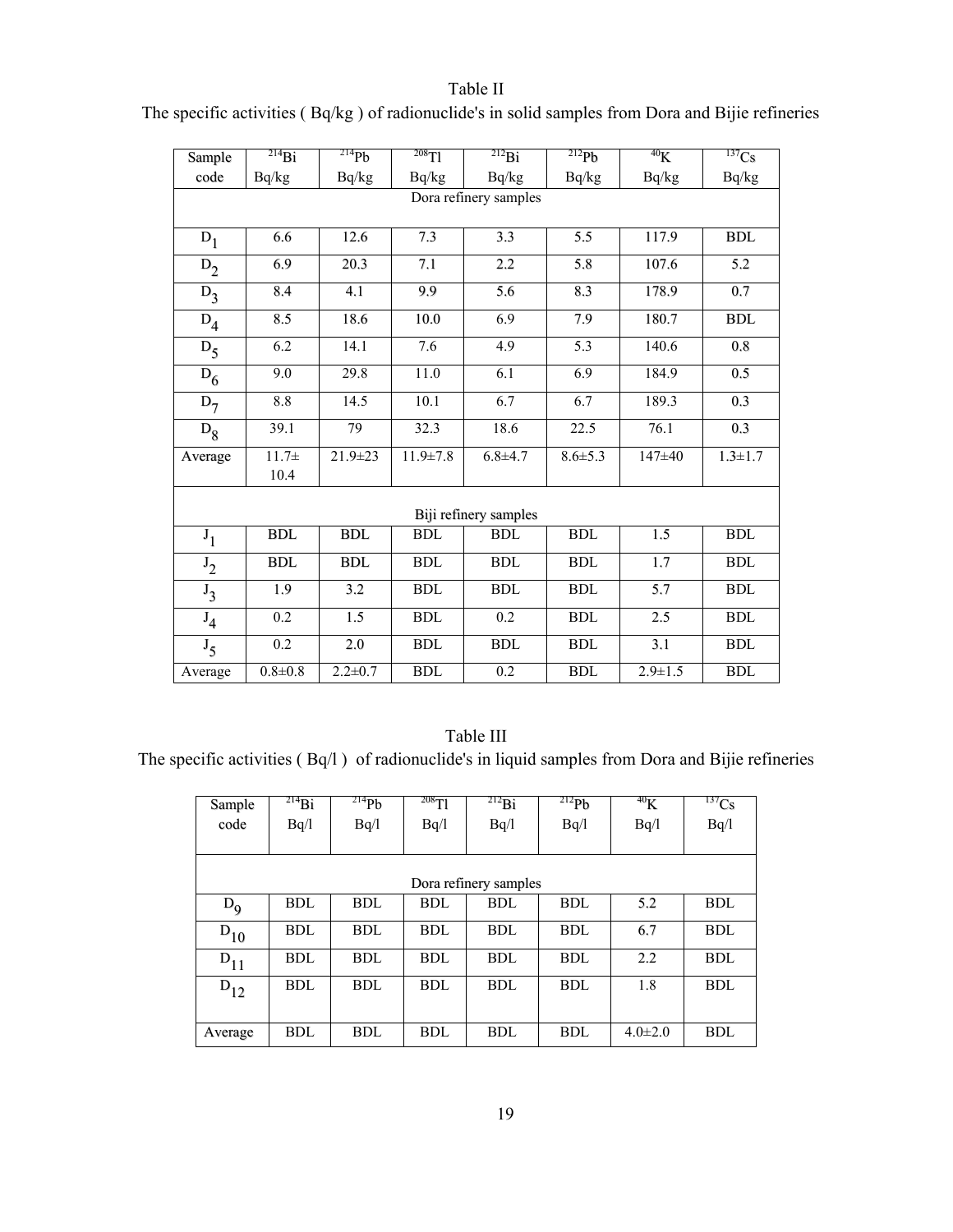Table II

The specific activities ( Bq/kg ) of radionuclide's in solid samples from Dora and Bijie refineries

| Sample code | $^{214}Bi$ Bq/kg | $^{214}Pb$ Bq/kg | $^{208}Tl$ Bq/kg | $^{212}Bi$ Bq/kg | $^{212}Pb$ Bq/kg | $^{40}K$ Bq/kg | $^{137}Cs$ Bq/kg |
|---|---|---|---|---|---|---|---|
| Dora refinery samples | | | | | | | |
| $D_1$ | 6.6 | 12.6 | 7.3 | 3.3 | 5.5 | 117.9 | BDL |
| $D_2$ | 6.9 | 20.3 | 7.1 | 2.2 | 5.8 | 107.6 | 5.2 |
| $D_3$ | 8.4 | 4.1 | 9.9 | 5.6 | 8.3 | 178.9 | 0.7 |
| $D_4$ | 8.5 | 18.6 | 10.0 | 6.9 | 7.9 | 180.7 | BDL |
| $D_5$ | 6.2 | 14.1 | 7.6 | 4.9 | 5.3 | 140.6 | 0.8 |
| $D_6$ | 9.0 | 29.8 | 11.0 | 6.1 | 6.9 | 184.9 | 0.5 |
| $D_7$ | 8.8 | 14.5 | 10.1 | 6.7 | 6.7 | 189.3 | 0.3 |
| $D_8$ | 39.1 | 79 | 32.3 | 18.6 | 22.5 | 76.1 | 0.3 |
| Average | 11.7± 10.4 | 21.9±23 | 11.9±7.8 | 6.8±4.7 | 8.6±5.3 | 147±40 | 1.3±1.7 |
| Biji refinery samples | | | | | | | |
| $J_1$ | BDL | BDL | BDL | BDL | BDL | 1.5 | BDL |
| $J_2$ | BDL | BDL | BDL | BDL | BDL | 1.7 | BDL |
| $J_3$ | 1.9 | 3.2 | BDL | BDL | BDL | 5.7 | BDL |
| $J_4$ | 0.2 | 1.5 | BDL | 0.2 | BDL | 2.5 | BDL |
| $J_5$ | 0.2 | 2.0 | BDL | BDL | BDL | 3.1 | BDL |
| Average | 0.8±0.8 | 2.2±0.7 | BDL | 0.2 | BDL | 2.9±1.5 | BDL |

Table III

The specific activities ( Bq/l ) of radionuclide's in liquid samples from Dora and Bijie refineries

| Sample code | $^{214}Bi$ Bq/l | $^{214}Pb$ Bq/l | $^{208}Tl$ Bq/l | $^{212}Bi$ Bq/l | $^{212}Pb$ Bq/l | $^{40}K$ Bq/l | $^{137}Cs$ Bq/l |
|---|---|---|---|---|---|---|---|
| Dora refinery samples | | | | | | | |
| $D_9$ | BDL | BDL | BDL | BDL | BDL | 5.2 | BDL |
| $D_{10}$ | BDL | BDL | BDL | BDL | BDL | 6.7 | BDL |
| $D_{11}$ | BDL | BDL | BDL | BDL | BDL | 2.2 | BDL |
| $D_{12}$ | BDL | BDL | BDL | BDL | BDL | 1.8 | BDL |
| Average | BDL | BDL | BDL | BDL | BDL | 4.0±2.0 | BDL |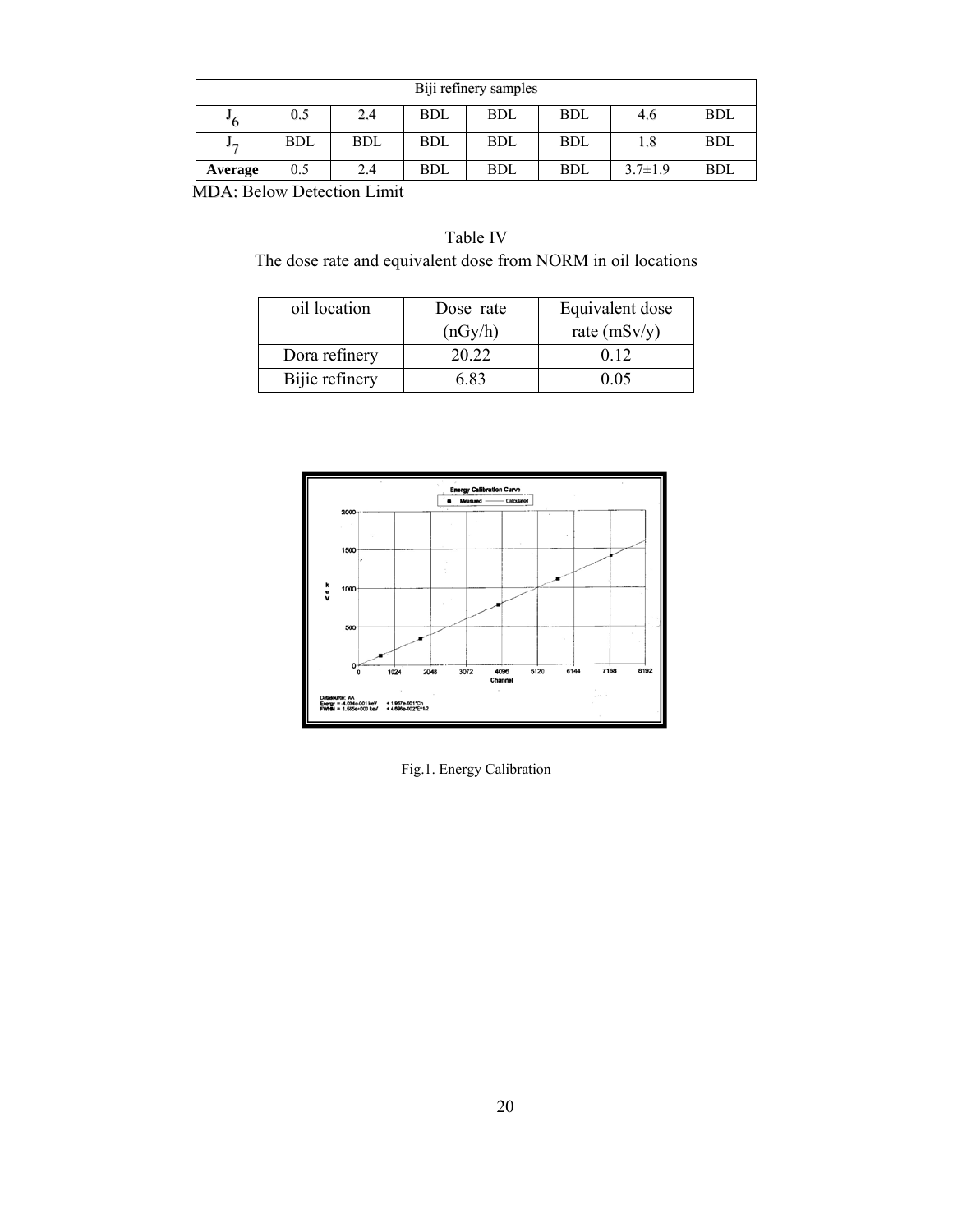| Biji refinery samples | | | | | | | |
|---|---|---|---|---|---|---|---|
| $J_6$ | 0.5 | 2.4 | BDL | BDL | BDL | 4.6 | BDL |
| $J_7$ | BDL | BDL | BDL | BDL | BDL | 1.8 | BDL |
| **Average** | 0.5 | 2.4 | BDL | BDL | BDL | 3.7±1.9 | BDL |

MDA: Below Detection Limit

Table IV
The dose rate and equivalent dose from NORM in oil locations

| oil location | Dose rate (nGy/h) | Equivalent dose rate (mSv/y) |
|---|---|---|
| Dora refinery | 20.22 | 0.12 |
| Bijie refinery | 6.83 | 0.05 |

Fig.1. Energy Calibration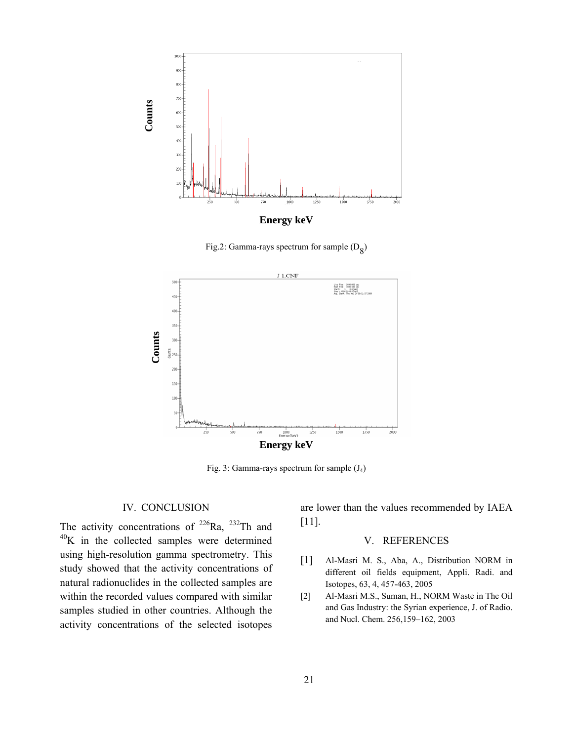Fig.2: Gamma-rays spectrum for sample ($D_8$)

Fig. 3: Gamma-rays spectrum for sample ($J_4$)

## IV. CONCLUSION

The activity concentrations of $^{226}Ra$, $^{232}Th$ and $^{40}K$ in the collected samples were determined using high-resolution gamma spectrometry. This study showed that the activity concentrations of natural radionuclides in the collected samples are within the recorded values compared with similar samples studied in other countries. Although the activity concentrations of the selected isotopes are lower than the values recommended by IAEA [11].

## V. REFERENCES

[1] Al-Masri M. S., Aba, A., Distribution NORM in different oil fields equipment, Appli. Radi. and Isotopes, 63, 4, 457-463, 2005

[2] Al-Masri M.S., Suman, H., NORM Waste in The Oil and Gas Industry: the Syrian experience, J. of Radio. and Nucl. Chem. 256,159–162, 2003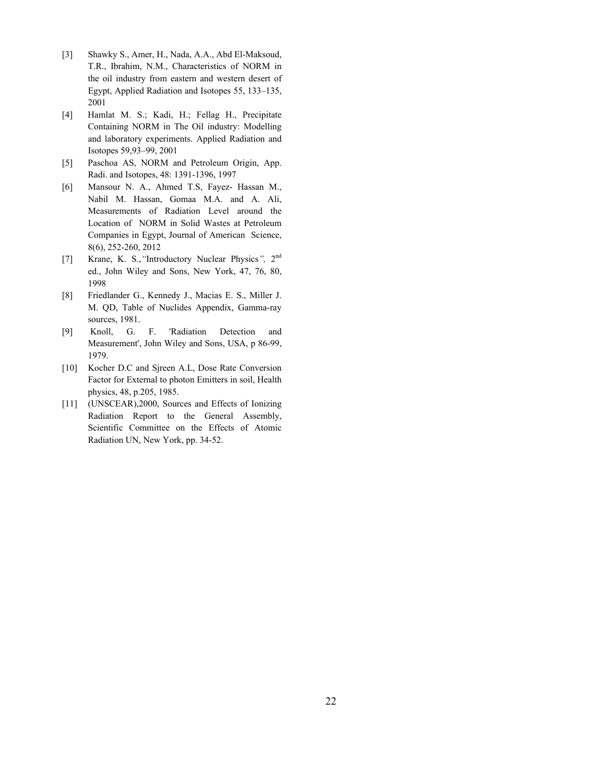[3] Shawky S., Amer, H., Nada, A.A., Abd El-Maksoud, T.R., Ibrahim, N.M., Characteristics of NORM in the oil industry from eastern and western desert of Egypt, Applied Radiation and Isotopes 55, 133–135, 2001

[4] Hamlat M. S.; Kadi, H.; Fellag H., Precipitate Containing NORM in The Oil industry: Modelling and laboratory experiments. Applied Radiation and Isotopes 59,93–99, 2001

[5] Paschoa AS, NORM and Petroleum Origin, App. Radi. and Isotopes, 48: 1391-1396, 1997

[6] Mansour N. A., Ahmed T.S, Fayez- Hassan M., Nabil M. Hassan, Gomaa M.A. and A. Ali, Measurements of Radiation Level around the Location of NORM in Solid Wastes at Petroleum Companies in Egypt, Journal of American Science, 8(6), 252-260, 2012

[7] Krane, K. S.,*"Introductory Nuclear Physics",* 2nd ed., John Wiley and Sons, New York, 47, 76, 80, 1998

[8] Friedlander G., Kennedy J., Macias E. S., Miller J. M. QD, Table of Nuclides Appendix, Gamma-ray sources, 1981.

[9] Knoll, G. F. 'Radiation Detection and Measurement', John Wiley and Sons, USA, p 86-99, 1979.

[10] Kocher D.C and Sjreen A.L, Dose Rate Conversion Factor for External to photon Emitters in soil, Health physics, 48, p.205, 1985.

[11] (UNSCEAR),2000, Sources and Effects of Ionizing Radiation Report to the General Assembly, Scientific Committee on the Effects of Atomic Radiation UN, New York, pp. 34-52.